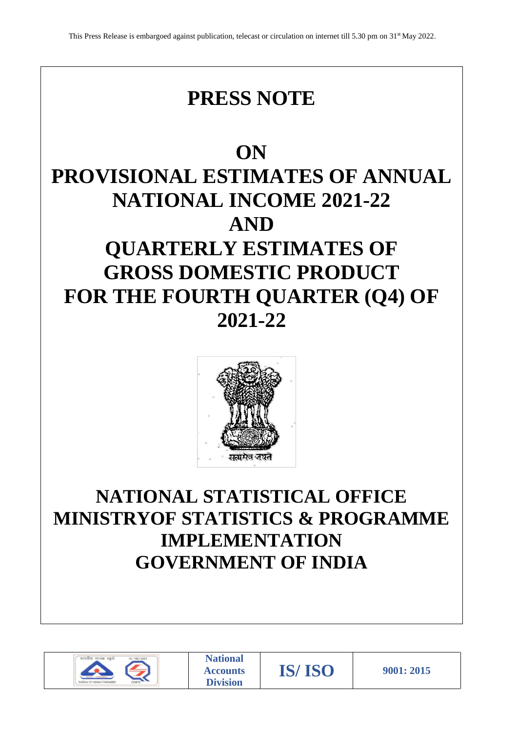This Press Release is embargoed against publication, telecast or circulation on internet till 5.30 pm on 31st May 2022.

# PRESS NOTE

# ON
# PROVISIONAL ESTIMATES OF ANNUAL NATIONAL INCOME 2021-22
# AND
# QUARTERLY ESTIMATES OF GROSS DOMESTIC PRODUCT FOR THE FOURTH QUARTER (Q4) OF 2021-22

सत्यमेव जयते

## NATIONAL STATISTICAL OFFICE
## MINISTRYOF STATISTICS & PROGRAMME IMPLEMENTATION
## GOVERNMENT OF INDIA

| | National Accounts Division | IS/ ISO | 9001: 2015 |
|---|---|---|---|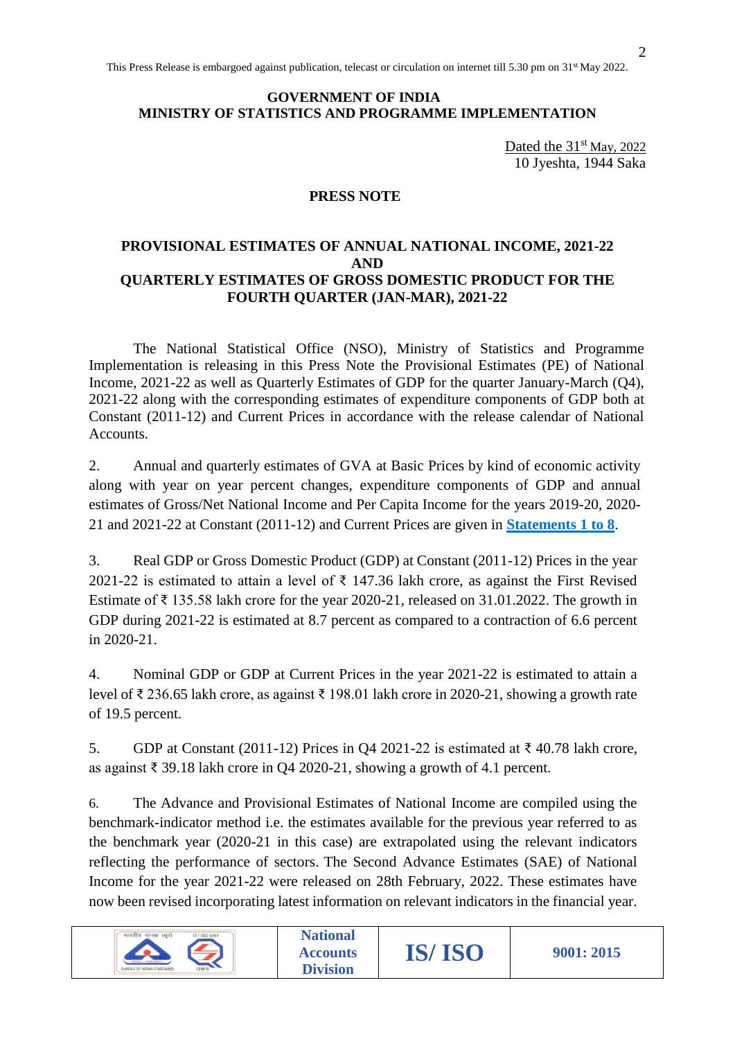This Press Release is embargoed against publication, telecast or circulation on internet till 5.30 pm on 31st May 2022.

**GOVERNMENT OF INDIA**
**MINISTRY OF STATISTICS AND PROGRAMME IMPLEMENTATION**

Dated the 31st May, 2022
10 Jyeshta, 1944 Saka

## PRESS NOTE

## PROVISIONAL ESTIMATES OF ANNUAL NATIONAL INCOME, 2021-22 AND QUARTERLY ESTIMATES OF GROSS DOMESTIC PRODUCT FOR THE FOURTH QUARTER (JAN-MAR), 2021-22

The National Statistical Office (NSO), Ministry of Statistics and Programme Implementation is releasing in this Press Note the Provisional Estimates (PE) of National Income, 2021-22 as well as Quarterly Estimates of GDP for the quarter January-March (Q4), 2021-22 along with the corresponding estimates of expenditure components of GDP both at Constant (2011-12) and Current Prices in accordance with the release calendar of National Accounts.

2. Annual and quarterly estimates of GVA at Basic Prices by kind of economic activity along with year on year percent changes, expenditure components of GDP and annual estimates of Gross/Net National Income and Per Capita Income for the years 2019-20, 2020-21 and 2021-22 at Constant (2011-12) and Current Prices are given in **Statements 1 to 8**.

3. Real GDP or Gross Domestic Product (GDP) at Constant (2011-12) Prices in the year 2021-22 is estimated to attain a level of ₹ 147.36 lakh crore, as against the First Revised Estimate of ₹ 135.58 lakh crore for the year 2020-21, released on 31.01.2022. The growth in GDP during 2021-22 is estimated at 8.7 percent as compared to a contraction of 6.6 percent in 2020-21.

4. Nominal GDP or GDP at Current Prices in the year 2021-22 is estimated to attain a level of ₹ 236.65 lakh crore, as against ₹ 198.01 lakh crore in 2020-21, showing a growth rate of 19.5 percent.

5. GDP at Constant (2011-12) Prices in Q4 2021-22 is estimated at ₹ 40.78 lakh crore, as against ₹ 39.18 lakh crore in Q4 2020-21, showing a growth of 4.1 percent.

6. The Advance and Provisional Estimates of National Income are compiled using the benchmark-indicator method i.e. the estimates available for the previous year referred to as the benchmark year (2020-21 in this case) are extrapolated using the relevant indicators reflecting the performance of sectors. The Second Advance Estimates (SAE) of National Income for the year 2021-22 were released on 28th February, 2022. These estimates have now been revised incorporating latest information on relevant indicators in the financial year.

| | National Accounts Division | IS/ ISO | 9001: 2015 |
|---|---|---|---|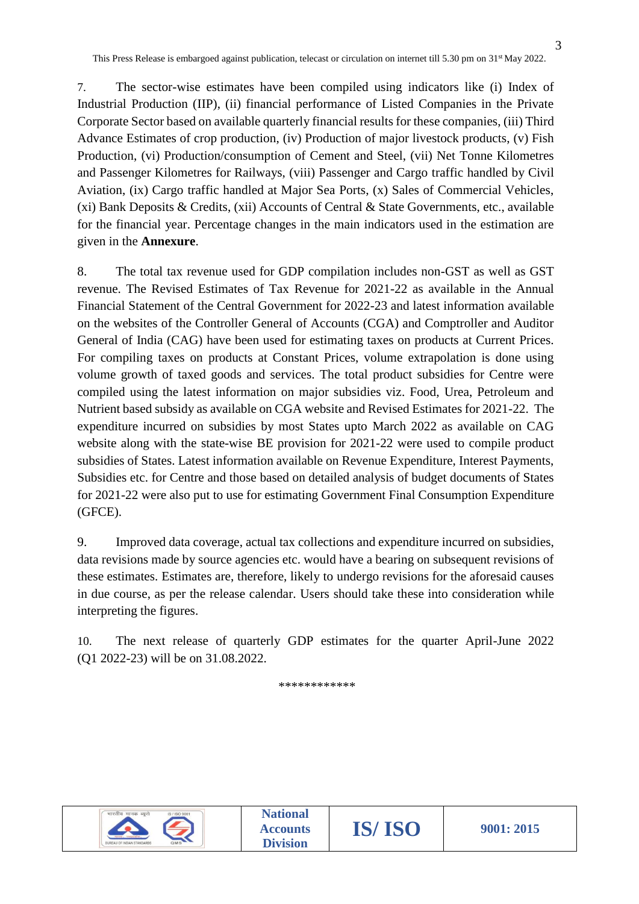7. The sector-wise estimates have been compiled using indicators like (i) Index of Industrial Production (IIP), (ii) financial performance of Listed Companies in the Private Corporate Sector based on available quarterly financial results for these companies, (iii) Third Advance Estimates of crop production, (iv) Production of major livestock products, (v) Fish Production, (vi) Production/consumption of Cement and Steel, (vii) Net Tonne Kilometres and Passenger Kilometres for Railways, (viii) Passenger and Cargo traffic handled by Civil Aviation, (ix) Cargo traffic handled at Major Sea Ports, (x) Sales of Commercial Vehicles, (xi) Bank Deposits & Credits, (xii) Accounts of Central & State Governments, etc., available for the financial year. Percentage changes in the main indicators used in the estimation are given in the **Annexure**.

8. The total tax revenue used for GDP compilation includes non-GST as well as GST revenue. The Revised Estimates of Tax Revenue for 2021-22 as available in the Annual Financial Statement of the Central Government for 2022-23 and latest information available on the websites of the Controller General of Accounts (CGA) and Comptroller and Auditor General of India (CAG) have been used for estimating taxes on products at Current Prices. For compiling taxes on products at Constant Prices, volume extrapolation is done using volume growth of taxed goods and services. The total product subsidies for Centre were compiled using the latest information on major subsidies viz. Food, Urea, Petroleum and Nutrient based subsidy as available on CGA website and Revised Estimates for 2021-22. The expenditure incurred on subsidies by most States upto March 2022 as available on CAG website along with the state-wise BE provision for 2021-22 were used to compile product subsidies of States. Latest information available on Revenue Expenditure, Interest Payments, Subsidies etc. for Centre and those based on detailed analysis of budget documents of States for 2021-22 were also put to use for estimating Government Final Consumption Expenditure (GFCE).

9. Improved data coverage, actual tax collections and expenditure incurred on subsidies, data revisions made by source agencies etc. would have a bearing on subsequent revisions of these estimates. Estimates are, therefore, likely to undergo revisions for the aforesaid causes in due course, as per the release calendar. Users should take these into consideration while interpreting the figures.

10. The next release of quarterly GDP estimates for the quarter April-June 2022 (Q1 2022-23) will be on 31.08.2022.

************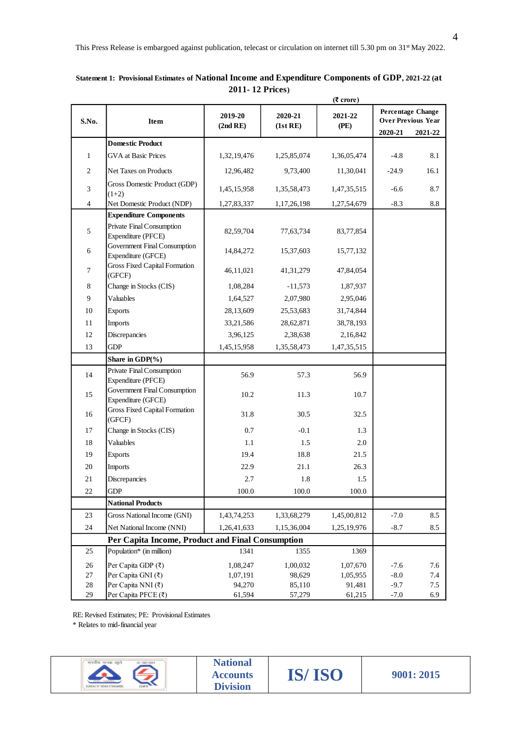This Press Release is embargoed against publication, telecast or circulation on internet till 5.30 pm on 31st May 2022.

**Statement 1: Provisional Estimates of National Income and Expenditure Components of GDP, 2021-22 (at 2011- 12 Prices)**

(₹ crore)

| S.No. | Item | 2019-20 (2nd RE) | 2020-21 (1st RE) | 2021-22 (PE) | Percentage Change Over Previous Year | |
|---|---|---|---|---|---|---|
| | | | | | 2020-21 | 2021-22 |
| | **Domestic Product** | | | | | |
| 1 | GVA at Basic Prices | 1,32,19,476 | 1,25,85,074 | 1,36,05,474 | -4.8 | 8.1 |
| 2 | Net Taxes on Products | 12,96,482 | 9,73,400 | 11,30,041 | -24.9 | 16.1 |
| 3 | Gross Domestic Product (GDP) (1+2) | 1,45,15,958 | 1,35,58,473 | 1,47,35,515 | -6.6 | 8.7 |
| 4 | Net Domestic Product (NDP) | 1,27,83,337 | 1,17,26,198 | 1,27,54,679 | -8.3 | 8.8 |
| | **Expenditure Components** | | | | | |
| 5 | Private Final Consumption Expenditure (PFCE) | 82,59,704 | 77,63,734 | 83,77,854 | | |
| 6 | Government Final Consumption Expenditure (GFCE) | 14,84,272 | 15,37,603 | 15,77,132 | | |
| 7 | Gross Fixed Capital Formation (GFCF) | 46,11,021 | 41,31,279 | 47,84,054 | | |
| 8 | Change in Stocks (CIS) | 1,08,284 | -11,573 | 1,87,937 | | |
| 9 | Valuables | 1,64,527 | 2,07,980 | 2,95,046 | | |
| 10 | Exports | 28,13,609 | 25,53,683 | 31,74,844 | | |
| 11 | Imports | 33,21,586 | 28,62,871 | 38,78,193 | | |
| 12 | Discrepancies | 3,96,125 | 2,38,638 | 2,16,842 | | |
| 13 | GDP | 1,45,15,958 | 1,35,58,473 | 1,47,35,515 | | |
| | **Share in GDP(%)** | | | | | |
| 14 | Private Final Consumption Expenditure (PFCE) | 56.9 | 57.3 | 56.9 | | |
| 15 | Government Final Consumption Expenditure (GFCE) | 10.2 | 11.3 | 10.7 | | |
| 16 | Gross Fixed Capital Formation (GFCF) | 31.8 | 30.5 | 32.5 | | |
| 17 | Change in Stocks (CIS) | 0.7 | -0.1 | 1.3 | | |
| 18 | Valuables | 1.1 | 1.5 | 2.0 | | |
| 19 | Exports | 19.4 | 18.8 | 21.5 | | |
| 20 | Imports | 22.9 | 21.1 | 26.3 | | |
| 21 | Discrepancies | 2.7 | 1.8 | 1.5 | | |
| 22 | GDP | 100.0 | 100.0 | 100.0 | | |
| | **National Products** | | | | | |
| 23 | Gross National Income (GNI) | 1,43,74,253 | 1,33,68,279 | 1,45,00,812 | -7.0 | 8.5 |
| 24 | Net National Income (NNI) | 1,26,41,633 | 1,15,36,004 | 1,25,19,976 | -8.7 | 8.5 |
| | **Per Capita Income, Product and Final Consumption** | | | | | |
| 25 | Population* (in million) | 1341 | 1355 | 1369 | | |
| 26 | Per Capita GDP (₹) | 1,08,247 | 1,00,032 | 1,07,670 | -7.6 | 7.6 |
| 27 | Per Capita GNI (₹) | 1,07,191 | 98,629 | 1,05,955 | -8.0 | 7.4 |
| 28 | Per Capita NNI (₹) | 94,270 | 85,110 | 91,481 | -9.7 | 7.5 |
| 29 | Per Capita PFCE (₹) | 61,594 | 57,279 | 61,215 | -7.0 | 6.9 |

RE: Revised Estimates; PE: Provisional Estimates

\* Relates to mid-financial year

| | National Accounts Division | IS/ ISO | 9001: 2015 |
|---|---|---|---|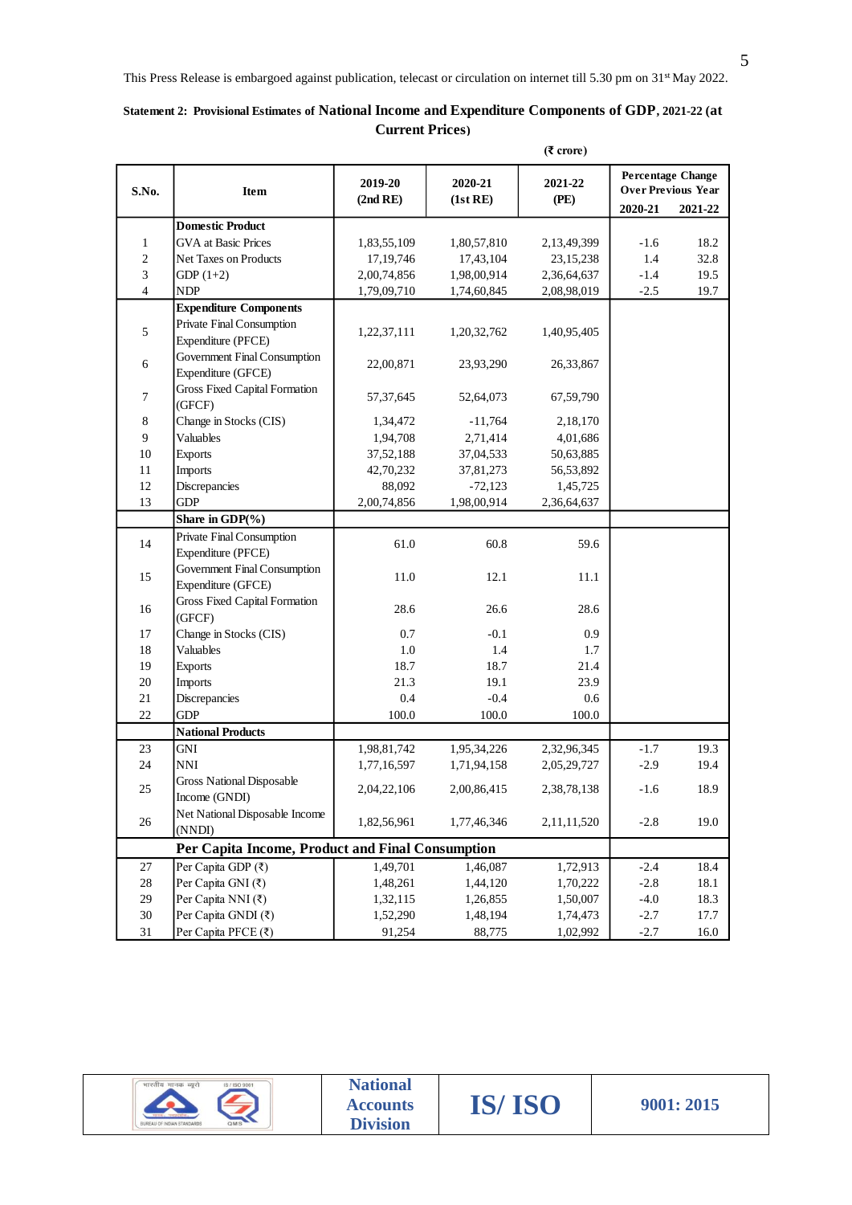This Press Release is embargoed against publication, telecast or circulation on internet till 5.30 pm on 31st May 2022.

**Statement 2: Provisional Estimates of National Income and Expenditure Components of GDP, 2021-22 (at Current Prices)**

(₹ crore)

| S.No. | Item | 2019-20 (2nd RE) | 2020-21 (1st RE) | 2021-22 (PE) | Percentage Change Over Previous Year | |
|---|---|---|---|---|---|---|
| | | | | | 2020-21 | 2021-22 |
| | **Domestic Product** | | | | | |
| 1 | GVA at Basic Prices | 1,83,55,109 | 1,80,57,810 | 2,13,49,399 | -1.6 | 18.2 |
| 2 | Net Taxes on Products | 17,19,746 | 17,43,104 | 23,15,238 | 1.4 | 32.8 |
| 3 | GDP (1+2) | 2,00,74,856 | 1,98,00,914 | 2,36,64,637 | -1.4 | 19.5 |
| 4 | NDP | 1,79,09,710 | 1,74,60,845 | 2,08,98,019 | -2.5 | 19.7 |
| | **Expenditure Components** | | | | | |
| 5 | Private Final Consumption Expenditure (PFCE) | 1,22,37,111 | 1,20,32,762 | 1,40,95,405 | | |
| 6 | Government Final Consumption Expenditure (GFCE) | 22,00,871 | 23,93,290 | 26,33,867 | | |
| 7 | Gross Fixed Capital Formation (GFCF) | 57,37,645 | 52,64,073 | 67,59,790 | | |
| 8 | Change in Stocks (CIS) | 1,34,472 | -11,764 | 2,18,170 | | |
| 9 | Valuables | 1,94,708 | 2,71,414 | 4,01,686 | | |
| 10 | Exports | 37,52,188 | 37,04,533 | 50,63,885 | | |
| 11 | Imports | 42,70,232 | 37,81,273 | 56,53,892 | | |
| 12 | Discrepancies | 88,092 | -72,123 | 1,45,725 | | |
| 13 | GDP | 2,00,74,856 | 1,98,00,914 | 2,36,64,637 | | |
| | **Share in GDP(%)** | | | | | |
| 14 | Private Final Consumption Expenditure (PFCE) | 61.0 | 60.8 | 59.6 | | |
| 15 | Government Final Consumption Expenditure (GFCE) | 11.0 | 12.1 | 11.1 | | |
| 16 | Gross Fixed Capital Formation (GFCF) | 28.6 | 26.6 | 28.6 | | |
| 17 | Change in Stocks (CIS) | 0.7 | -0.1 | 0.9 | | |
| 18 | Valuables | 1.0 | 1.4 | 1.7 | | |
| 19 | Exports | 18.7 | 18.7 | 21.4 | | |
| 20 | Imports | 21.3 | 19.1 | 23.9 | | |
| 21 | Discrepancies | 0.4 | -0.4 | 0.6 | | |
| 22 | GDP | 100.0 | 100.0 | 100.0 | | |
| | **National Products** | | | | | |
| 23 | GNI | 1,98,81,742 | 1,95,34,226 | 2,32,96,345 | -1.7 | 19.3 |
| 24 | NNI | 1,77,16,597 | 1,71,94,158 | 2,05,29,727 | -2.9 | 19.4 |
| 25 | Gross National Disposable Income (GNDI) | 2,04,22,106 | 2,00,86,415 | 2,38,78,138 | -1.6 | 18.9 |
| 26 | Net National Disposable Income (NNDI) | 1,82,56,961 | 1,77,46,346 | 2,11,11,520 | -2.8 | 19.0 |
| | **Per Capita Income, Product and Final Consumption** | | | | | |
| 27 | Per Capita GDP (₹) | 1,49,701 | 1,46,087 | 1,72,913 | -2.4 | 18.4 |
| 28 | Per Capita GNI (₹) | 1,48,261 | 1,44,120 | 1,70,222 | -2.8 | 18.1 |
| 29 | Per Capita NNI (₹) | 1,32,115 | 1,26,855 | 1,50,007 | -4.0 | 18.3 |
| 30 | Per Capita GNDI (₹) | 1,52,290 | 1,48,194 | 1,74,473 | -2.7 | 17.7 |
| 31 | Per Capita PFCE (₹) | 91,254 | 88,775 | 1,02,992 | -2.7 | 16.0 |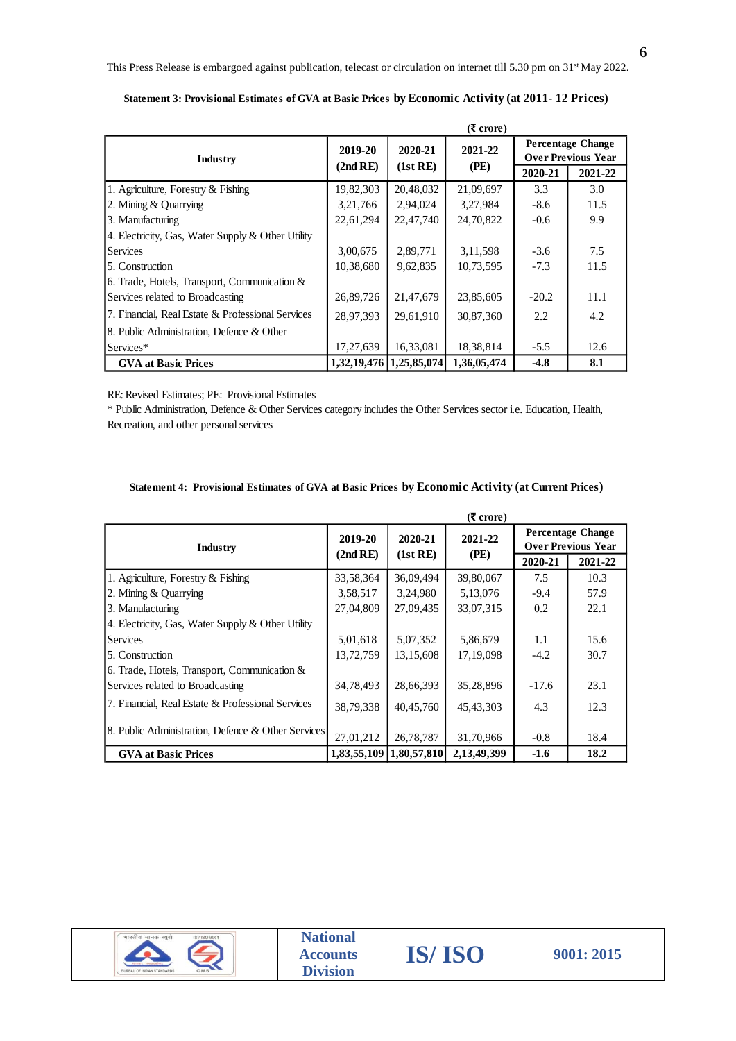This Press Release is embargoed against publication, telecast or circulation on internet till 5.30 pm on 31st May 2022.

**Statement 3: Provisional Estimates of GVA at Basic Prices by Economic Activity (at 2011- 12 Prices)**

(₹ crore)

| Industry | 2019-20 (2nd RE) | 2020-21 (1st RE) | 2021-22 (PE) | Percentage Change Over Previous Year | |
|---|---|---|---|---|---|
| | | | | 2020-21 | 2021-22 |
| 1. Agriculture, Forestry & Fishing | 19,82,303 | 20,48,032 | 21,09,697 | 3.3 | 3.0 |
| 2. Mining & Quarrying | 3,21,766 | 2,94,024 | 3,27,984 | -8.6 | 11.5 |
| 3. Manufacturing | 22,61,294 | 22,47,740 | 24,70,822 | -0.6 | 9.9 |
| 4. Electricity, Gas, Water Supply & Other Utility Services | 3,00,675 | 2,89,771 | 3,11,598 | -3.6 | 7.5 |
| 5. Construction | 10,38,680 | 9,62,835 | 10,73,595 | -7.3 | 11.5 |
| 6. Trade, Hotels, Transport, Communication & Services related to Broadcasting | 26,89,726 | 21,47,679 | 23,85,605 | -20.2 | 11.1 |
| 7. Financial, Real Estate & Professional Services | 28,97,393 | 29,61,910 | 30,87,360 | 2.2 | 4.2 |
| 8. Public Administration, Defence & Other Services* | 17,27,639 | 16,33,081 | 18,38,814 | -5.5 | 12.6 |
| **GVA at Basic Prices** | **1,32,19,476** | **1,25,85,074** | **1,36,05,474** | **-4.8** | **8.1** |

RE: Revised Estimates; PE: Provisional Estimates

* Public Administration, Defence & Other Services category includes the Other Services sector i.e. Education, Health, Recreation, and other personal services

**Statement 4: Provisional Estimates of GVA at Basic Prices by Economic Activity (at Current Prices)**

(₹ crore)

| Industry | 2019-20 (2nd RE) | 2020-21 (1st RE) | 2021-22 (PE) | Percentage Change Over Previous Year | |
|---|---|---|---|---|---|
| | | | | 2020-21 | 2021-22 |
| 1. Agriculture, Forestry & Fishing | 33,58,364 | 36,09,494 | 39,80,067 | 7.5 | 10.3 |
| 2. Mining & Quarrying | 3,58,517 | 3,24,980 | 5,13,076 | -9.4 | 57.9 |
| 3. Manufacturing | 27,04,809 | 27,09,435 | 33,07,315 | 0.2 | 22.1 |
| 4. Electricity, Gas, Water Supply & Other Utility Services | 5,01,618 | 5,07,352 | 5,86,679 | 1.1 | 15.6 |
| 5. Construction | 13,72,759 | 13,15,608 | 17,19,098 | -4.2 | 30.7 |
| 6. Trade, Hotels, Transport, Communication & Services related to Broadcasting | 34,78,493 | 28,66,393 | 35,28,896 | -17.6 | 23.1 |
| 7. Financial, Real Estate & Professional Services | 38,79,338 | 40,45,760 | 45,43,303 | 4.3 | 12.3 |
| 8. Public Administration, Defence & Other Services | 27,01,212 | 26,78,787 | 31,70,966 | -0.8 | 18.4 |
| **GVA at Basic Prices** | **1,83,55,109** | **1,80,57,810** | **2,13,49,399** | **-1.6** | **18.2** |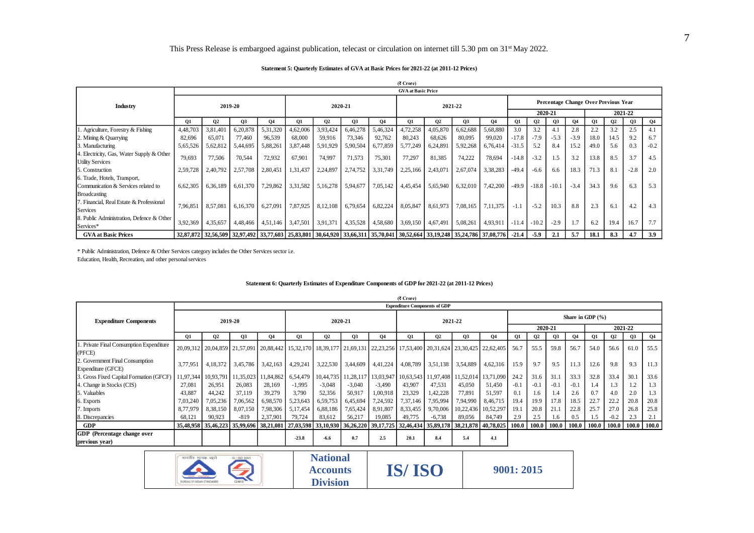This Press Release is embargoed against publication, telecast or circulation on internet till 5.30 pm on 31st May 2022.

**Statement 5: Quarterly Estimates of GVA at Basic Prices for 2021-22 (at 2011-12 Prices)**

(₹ Crore)

| Industry | GVA at Basic Price | | | | | | | | | | | | | | | | | | | | | | | |
|---|---|---|---|---|---|---|---|---|---|---|---|---|---|---|---|---|---|---|---|---|---|---|---|---|
| | 2019-20 | | | | 2020-21 | | | | 2021-22 | | | | Percentage Change Over Previous Year | | | | | | | |
| | | | | | | | | | | | | | 2020-21 | | | | 2021-22 | | | |
| | Q1 | Q2 | Q3 | Q4 | Q1 | Q2 | Q3 | Q4 | Q1 | Q2 | Q3 | Q4 | Q1 | Q2 | Q3 | Q4 | Q1 | Q2 | Q3 | Q4 |
| 1. Agriculture, Forestry & Fishing | 4,48,703 | 3,81,401 | 6,20,878 | 5,31,320 | 4,62,006 | 3,93,424 | 6,46,278 | 5,46,324 | 4,72,258 | 4,05,870 | 6,62,688 | 5,68,880 | 3.0 | 3.2 | 4.1 | 2.8 | 2.2 | 3.2 | 2.5 | 4.1 |
| 2. Mining & Quarrying | 82,696 | 65,071 | 77,460 | 96,539 | 68,000 | 59,916 | 73,346 | 92,762 | 80,243 | 68,626 | 80,095 | 99,020 | -17.8 | -7.9 | -5.3 | -3.9 | 18.0 | 14.5 | 9.2 | 6.7 |
| 3. Manufacturing | 5,65,526 | 5,62,812 | 5,44,695 | 5,88,261 | 3,87,448 | 5,91,929 | 5,90,504 | 6,77,859 | 5,77,249 | 6,24,891 | 5,92,268 | 6,76,414 | -31.5 | 5.2 | 8.4 | 15.2 | 49.0 | 5.6 | 0.3 | -0.2 |
| 4. Electricity, Gas, Water Supply & Other Utility Services | 79,693 | 77,506 | 70,544 | 72,932 | 67,901 | 74,997 | 71,573 | 75,301 | 77,297 | 81,385 | 74,222 | 78,694 | -14.8 | -3.2 | 1.5 | 3.2 | 13.8 | 8.5 | 3.7 | 4.5 |
| 5. Construction | 2,59,728 | 2,40,792 | 2,57,708 | 2,80,451 | 1,31,437 | 2,24,897 | 2,74,752 | 3,31,749 | 2,25,166 | 2,43,071 | 2,67,074 | 3,38,283 | -49.4 | -6.6 | 6.6 | 18.3 | 71.3 | 8.1 | -2.8 | 2.0 |
| 6. Trade, Hotels, Transport, Communication & Services related to Broadcasting | 6,62,305 | 6,36,189 | 6,61,370 | 7,29,862 | 3,31,582 | 5,16,278 | 5,94,677 | 7,05,142 | 4,45,454 | 5,65,940 | 6,32,010 | 7,42,200 | -49.9 | -18.8 | -10.1 | -3.4 | 34.3 | 9.6 | 6.3 | 5.3 |
| 7. Financial, Real Estate & Professional Services | 7,96,851 | 8,57,081 | 6,16,370 | 6,27,091 | 7,87,925 | 8,12,108 | 6,79,654 | 6,82,224 | 8,05,847 | 8,61,973 | 7,08,165 | 7,11,375 | -1.1 | -5.2 | 10.3 | 8.8 | 2.3 | 6.1 | 4.2 | 4.3 |
| 8. Public Administration, Defence & Other Services* | 3,92,369 | 4,35,657 | 4,48,466 | 4,51,146 | 3,47,501 | 3,91,371 | 4,35,528 | 4,58,680 | 3,69,150 | 4,67,491 | 5,08,261 | 4,93,911 | -11.4 | -10.2 | -2.9 | 1.7 | 6.2 | 19.4 | 16.7 | 7.7 |
| **GVA at Basic Prices** | **32,87,872** | **32,56,509** | **32,97,492** | **33,77,603** | **25,83,801** | **30,64,920** | **33,66,311** | **35,70,041** | **30,52,664** | **33,19,248** | **35,24,786** | **37,08,776** | **-21.4** | **-5.9** | **2.1** | **5.7** | **18.1** | **8.3** | **4.7** | **3.9** |

\* Public Administration, Defence & Other Services category includes the Other Services sector i.e. Education, Health, Recreation, and other personal services

**Statement 6: Quarterly Estimates of Expenditure Components of GDP for 2021-22 (at 2011-12 Prices)**

(₹ Crore)

| Expenditure Components | Expenditure Components of GDP | | | | | | | | | | | | | | | | | | | |
|---|---|---|---|---|---|---|---|---|---|---|---|---|---|---|---|---|---|---|---|---|
| | 2019-20 | | | | 2020-21 | | | | 2021-22 | | | | Share in GDP (%) | | | | | | | |
| | | | | | | | | | | | | | 2020-21 | | | | 2021-22 | | | |
| | Q1 | Q2 | Q3 | Q4 | Q1 | Q2 | Q3 | Q4 | Q1 | Q2 | Q3 | Q4 | Q1 | Q2 | Q3 | Q4 | Q1 | Q2 | Q3 | Q4 |
| 1. Private Final Consumption Expenditure (PFCE) | 20,09,312 | 20,04,859 | 21,57,091 | 20,88,442 | 15,32,170 | 18,39,177 | 21,69,131 | 22,23,256 | 17,53,400 | 20,31,624 | 23,30,425 | 22,62,405 | 56.7 | 55.5 | 59.8 | 56.7 | 54.0 | 56.6 | 61.0 | 55.5 |
| 2. Government Final Consumption Expenditure (GFCE) | 3,77,951 | 4,18,372 | 3,45,786 | 3,42,163 | 4,29,241 | 3,22,530 | 3,44,609 | 4,41,224 | 4,08,789 | 3,51,138 | 3,54,889 | 4,62,316 | 15.9 | 9.7 | 9.5 | 11.3 | 12.6 | 9.8 | 9.3 | 11.3 |
| 3. Gross Fixed Capital Formation (GFCF) | 11,97,344 | 10,93,791 | 11,35,023 | 11,84,862 | 6,54,479 | 10,44,735 | 11,28,117 | 13,03,947 | 10,63,543 | 11,97,408 | 11,52,014 | 13,71,090 | 24.2 | 31.6 | 31.1 | 33.3 | 32.8 | 33.4 | 30.1 | 33.6 |
| 4. Change in Stocks (CIS) | 27,081 | 26,951 | 26,083 | 28,169 | -1,995 | -3,048 | -3,040 | -3,490 | 43,907 | 47,531 | 45,050 | 51,450 | -0.1 | -0.1 | -0.1 | -0.1 | 1.4 | 1.3 | 1.2 | 1.3 |
| 5. Valuables | 43,887 | 44,242 | 37,119 | 39,279 | 3,790 | 52,356 | 50,917 | 1,00,918 | 23,329 | 1,42,228 | 77,891 | 51,597 | 0.1 | 1.6 | 1.4 | 2.6 | 0.7 | 4.0 | 2.0 | 1.3 |
| 6. Exports | 7,03,240 | 7,05,236 | 7,06,562 | 6,98,570 | 5,23,643 | 6,59,753 | 6,45,694 | 7,24,592 | 7,37,146 | 7,95,994 | 7,94,990 | 8,46,715 | 19.4 | 19.9 | 17.8 | 18.5 | 22.7 | 22.2 | 20.8 | 20.8 |
| 7. Imports | 8,77,979 | 8,38,150 | 8,07,150 | 7,98,306 | 5,17,454 | 6,88,186 | 7,65,424 | 8,91,807 | 8,33,455 | 9,70,006 | 10,22,436 | 10,52,297 | 19.1 | 20.8 | 21.1 | 22.8 | 25.7 | 27.0 | 26.8 | 25.8 |
| 8. Discrepancies | 68,121 | 90,923 | -819 | 2,37,901 | 79,724 | 83,612 | 56,217 | 19,085 | 49,775 | -6,738 | 89,056 | 84,749 | 2.9 | 2.5 | 1.6 | 0.5 | 1.5 | -0.2 | 2.3 | 2.1 |
| **GDP** | **35,48,958** | **35,46,223** | **35,99,696** | **38,21,081** | **27,03,598** | **33,10,930** | **36,26,220** | **39,17,725** | **32,46,434** | **35,89,178** | **38,21,878** | **40,78,025** | **100.0** | **100.0** | **100.0** | **100.0** | **100.0** | **100.0** | **100.0** | **100.0** |
| **GDP (Percentage change over previous year)** | | | | | **-23.8** | **-6.6** | **0.7** | **2.5** | **20.1** | **8.4** | **5.4** | **4.1** | | | | | | | | |

**National Accounts Division** | **IS/ ISO** | **9001: 2015**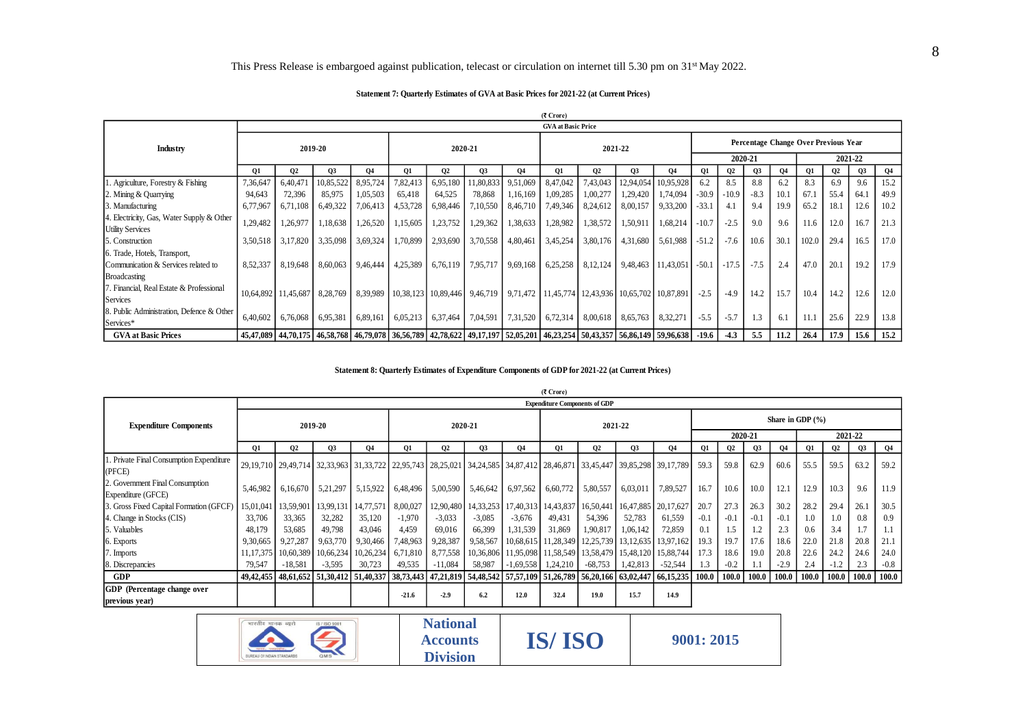This Press Release is embargoed against publication, telecast or circulation on internet till 5.30 pm on 31st May 2022.

**Statement 7: Quarterly Estimates of GVA at Basic Prices for 2021-22 (at Current Prices)**

(₹ Crore)

| Industry | GVA at Basic Price | | | | | | | | | | | | | | | | | | | |
|---|---|---|---|---|---|---|---|---|---|---|---|---|---|---|---|---|---|---|---|---|
| | 2019-20 | | | | 2020-21 | | | | 2021-22 | | | | Percentage Change Over Previous Year | | | | | | | |
| | | | | | | | | | | | | | 2020-21 | | | | 2021-22 | | | |
| | Q1 | Q2 | Q3 | Q4 | Q1 | Q2 | Q3 | Q4 | Q1 | Q2 | Q3 | Q4 | Q1 | Q2 | Q3 | Q4 | Q1 | Q2 | Q3 | Q4 |
| 1. Agriculture, Forestry & Fishing | 7,36,647 | 6,40,471 | 10,85,522 | 8,95,724 | 7,82,413 | 6,95,180 | 11,80,833 | 9,51,069 | 8,47,042 | 7,43,043 | 12,94,054 | 10,95,928 | 6.2 | 8.5 | 8.8 | 6.2 | 8.3 | 6.9 | 9.6 | 15.2 |
| 2. Mining & Quarrying | 94,643 | 72,396 | 85,975 | 1,05,503 | 65,418 | 64,525 | 78,868 | 1,16,169 | 1,09,285 | 1,00,277 | 1,29,420 | 1,74,094 | -30.9 | -10.9 | -8.3 | 10.1 | 67.1 | 55.4 | 64.1 | 49.9 |
| 3. Manufacturing | 6,77,967 | 6,71,108 | 6,49,322 | 7,06,413 | 4,53,728 | 6,98,446 | 7,10,550 | 8,46,710 | 7,49,346 | 8,24,612 | 8,00,157 | 9,33,200 | -33.1 | 4.1 | 9.4 | 19.9 | 65.2 | 18.1 | 12.6 | 10.2 |
| 4. Electricity, Gas, Water Supply & Other Utility Services | 1,29,482 | 1,26,977 | 1,18,638 | 1,26,520 | 1,15,605 | 1,23,752 | 1,29,362 | 1,38,633 | 1,28,982 | 1,38,572 | 1,50,911 | 1,68,214 | -10.7 | -2.5 | 9.0 | 9.6 | 11.6 | 12.0 | 16.7 | 21.3 |
| 5. Construction | 3,50,518 | 3,17,820 | 3,35,098 | 3,69,324 | 1,70,899 | 2,93,690 | 3,70,558 | 4,80,461 | 3,45,254 | 3,80,176 | 4,31,680 | 5,61,988 | -51.2 | -7.6 | 10.6 | 30.1 | 102.0 | 29.4 | 16.5 | 17.0 |
| 6. Trade, Hotels, Transport, Communication & Services related to Broadcasting | 8,52,337 | 8,19,648 | 8,60,063 | 9,46,444 | 4,25,389 | 6,76,119 | 7,95,717 | 9,69,168 | 6,25,258 | 8,12,124 | 9,48,463 | 11,43,051 | -50.1 | -17.5 | -7.5 | 2.4 | 47.0 | 20.1 | 19.2 | 17.9 |
| 7. Financial, Real Estate & Professional Services | 10,64,892 | 11,45,687 | 8,28,769 | 8,39,989 | 10,38,123 | 10,89,446 | 9,46,719 | 9,71,472 | 11,45,774 | 12,43,936 | 10,65,702 | 10,87,891 | -2.5 | -4.9 | 14.2 | 15.7 | 10.4 | 14.2 | 12.6 | 12.0 |
| 8. Public Administration, Defence & Other Services* | 6,40,602 | 6,76,068 | 6,95,381 | 6,89,161 | 6,05,213 | 6,37,464 | 7,04,591 | 7,31,520 | 6,72,314 | 8,00,618 | 8,65,763 | 8,32,271 | -5.5 | -5.7 | 1.3 | 6.1 | 11.1 | 25.6 | 22.9 | 13.8 |
| **GVA at Basic Prices** | **45,47,089** | **44,70,175** | **46,58,768** | **46,79,078** | **36,56,789** | **42,78,622** | **49,17,197** | **52,05,201** | **46,23,254** | **50,43,357** | **56,86,149** | **59,96,638** | **-19.6** | **-4.3** | **5.5** | **11.2** | **26.4** | **17.9** | **15.6** | **15.2** |

**Statement 8: Quarterly Estimates of Expenditure Components of GDP for 2021-22 (at Current Prices)**

(₹ Crore)

| Expenditure Components | Expenditure Components of GDP | | | | | | | | | | | | | | | | | | | |
|---|---|---|---|---|---|---|---|---|---|---|---|---|---|---|---|---|---|---|---|---|
| | 2019-20 | | | | 2020-21 | | | | 2021-22 | | | | Share in GDP (%) | | | | | | | |
| | | | | | | | | | | | | | 2020-21 | | | | 2021-22 | | | |
| | Q1 | Q2 | Q3 | Q4 | Q1 | Q2 | Q3 | Q4 | Q1 | Q2 | Q3 | Q4 | Q1 | Q2 | Q3 | Q4 | Q1 | Q2 | Q3 | Q4 |
| 1. Private Final Consumption Expenditure (PFCE) | 29,19,710 | 29,49,714 | 32,33,963 | 31,33,722 | 22,95,743 | 28,25,021 | 34,24,585 | 34,87,412 | 28,46,871 | 33,45,447 | 39,85,298 | 39,17,789 | 59.3 | 59.8 | 62.9 | 60.6 | 55.5 | 59.5 | 63.2 | 59.2 |
| 2. Government Final Consumption Expenditure (GFCE) | 5,46,982 | 6,16,670 | 5,21,297 | 5,15,922 | 6,48,496 | 5,00,590 | 5,46,642 | 6,97,562 | 6,60,772 | 5,80,557 | 6,03,011 | 7,89,527 | 16.7 | 10.6 | 10.0 | 12.1 | 12.9 | 10.3 | 9.6 | 11.9 |
| 3. Gross Fixed Capital Formation (GFCF) | 15,01,041 | 13,59,901 | 13,99,131 | 14,77,571 | 8,00,027 | 12,90,480 | 14,33,253 | 17,40,313 | 14,43,837 | 16,50,441 | 16,47,885 | 20,17,627 | 20.7 | 27.3 | 26.3 | 30.2 | 28.2 | 29.4 | 26.1 | 30.5 |
| 4. Change in Stocks (CIS) | 33,706 | 33,365 | 32,282 | 35,120 | -1,970 | -3,033 | -3,085 | -3,676 | 49,431 | 54,396 | 52,783 | 61,559 | -0.1 | -0.1 | -0.1 | -0.1 | 1.0 | 1.0 | 0.8 | 0.9 |
| 5. Valuables | 48,179 | 53,685 | 49,798 | 43,046 | 4,459 | 69,016 | 66,399 | 1,31,539 | 31,869 | 1,90,817 | 1,06,142 | 72,859 | 0.1 | 1.5 | 1.2 | 2.3 | 0.6 | 3.4 | 1.7 | 1.1 |
| 6. Exports | 9,30,665 | 9,27,287 | 9,63,770 | 9,30,466 | 7,48,963 | 9,28,387 | 9,58,567 | 10,68,615 | 11,28,349 | 12,25,739 | 13,12,635 | 13,97,162 | 19.3 | 19.7 | 17.6 | 18.6 | 22.0 | 21.8 | 20.8 | 21.1 |
| 7. Imports | 11,17,375 | 10,60,389 | 10,66,234 | 10,26,234 | 6,71,810 | 8,77,558 | 10,36,806 | 11,95,098 | 11,58,549 | 13,58,479 | 15,48,120 | 15,88,744 | 17.3 | 18.6 | 19.0 | 20.8 | 22.6 | 24.2 | 24.6 | 24.0 |
| 8. Discrepancies | 79,547 | -18,581 | -3,595 | 30,723 | 49,535 | -11,084 | 58,987 | -1,69,558 | 1,24,210 | -68,753 | 1,42,813 | -52,544 | 1.3 | -0.2 | 1.1 | -2.9 | 2.4 | -1.2 | 2.3 | -0.8 |
| **GDP** | **49,42,455** | **48,61,652** | **51,30,412** | **51,40,337** | **38,73,443** | **47,21,819** | **54,48,542** | **57,57,109** | **51,26,789** | **56,20,166** | **63,02,447** | **66,15,235** | **100.0** | **100.0** | **100.0** | **100.0** | **100.0** | **100.0** | **100.0** | **100.0** |
| **GDP (Percentage change over previous year)** | | | | | **-21.6** | **-2.9** | **6.2** | **12.0** | **32.4** | **19.0** | **15.7** | **14.9** | | | | | | | | |

**National Accounts Division** | **IS/ ISO** | **9001: 2015**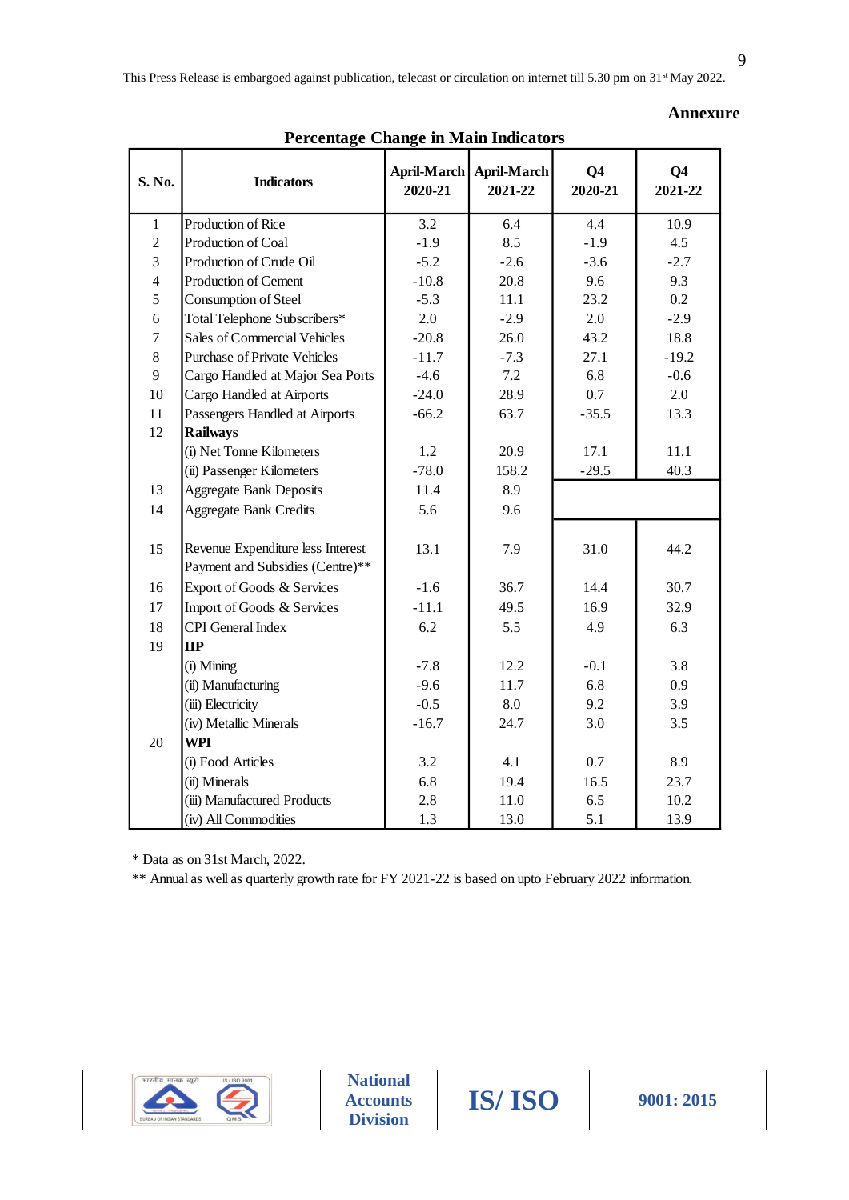This Press Release is embargoed against publication, telecast or circulation on internet till 5.30 pm on 31st May 2022.

**Annexure**

## Percentage Change in Main Indicators

| S. No. | Indicators | April-March 2020-21 | April-March 2021-22 | Q4 2020-21 | Q4 2021-22 |
|---|---|---|---|---|---|
| 1 | Production of Rice | 3.2 | 6.4 | 4.4 | 10.9 |
| 2 | Production of Coal | -1.9 | 8.5 | -1.9 | 4.5 |
| 3 | Production of Crude Oil | -5.2 | -2.6 | -3.6 | -2.7 |
| 4 | Production of Cement | -10.8 | 20.8 | 9.6 | 9.3 |
| 5 | Consumption of Steel | -5.3 | 11.1 | 23.2 | 0.2 |
| 6 | Total Telephone Subscribers* | 2.0 | -2.9 | 2.0 | -2.9 |
| 7 | Sales of Commercial Vehicles | -20.8 | 26.0 | 43.2 | 18.8 |
| 8 | Purchase of Private Vehicles | -11.7 | -7.3 | 27.1 | -19.2 |
| 9 | Cargo Handled at Major Sea Ports | -4.6 | 7.2 | 6.8 | -0.6 |
| 10 | Cargo Handled at Airports | -24.0 | 28.9 | 0.7 | 2.0 |
| 11 | Passengers Handled at Airports | -66.2 | 63.7 | -35.5 | 13.3 |
| 12 | **Railways** | | | | |
| | (i) Net Tonne Kilometers | 1.2 | 20.9 | 17.1 | 11.1 |
| | (ii) Passenger Kilometers | -78.0 | 158.2 | -29.5 | 40.3 |
| 13 | Aggregate Bank Deposits | 11.4 | 8.9 | | |
| 14 | Aggregate Bank Credits | 5.6 | 9.6 | | |
| 15 | Revenue Expenditure less Interest Payment and Subsidies (Centre)** | 13.1 | 7.9 | 31.0 | 44.2 |
| 16 | Export of Goods & Services | -1.6 | 36.7 | 14.4 | 30.7 |
| 17 | Import of Goods & Services | -11.1 | 49.5 | 16.9 | 32.9 |
| 18 | CPI General Index | 6.2 | 5.5 | 4.9 | 6.3 |
| 19 | **IIP** | | | | |
| | (i) Mining | -7.8 | 12.2 | -0.1 | 3.8 |
| | (ii) Manufacturing | -9.6 | 11.7 | 6.8 | 0.9 |
| | (iii) Electricity | -0.5 | 8.0 | 9.2 | 3.9 |
| | (iv) Metallic Minerals | -16.7 | 24.7 | 3.0 | 3.5 |
| 20 | **WPI** | | | | |
| | (i) Food Articles | 3.2 | 4.1 | 0.7 | 8.9 |
| | (ii) Minerals | 6.8 | 19.4 | 16.5 | 23.7 |
| | (iii) Manufactured Products | 2.8 | 11.0 | 6.5 | 10.2 |
| | (iv) All Commodities | 1.3 | 13.0 | 5.1 | 13.9 |

\* Data as on 31st March, 2022.

\*\* Annual as well as quarterly growth rate for FY 2021-22 is based on upto February 2022 information.